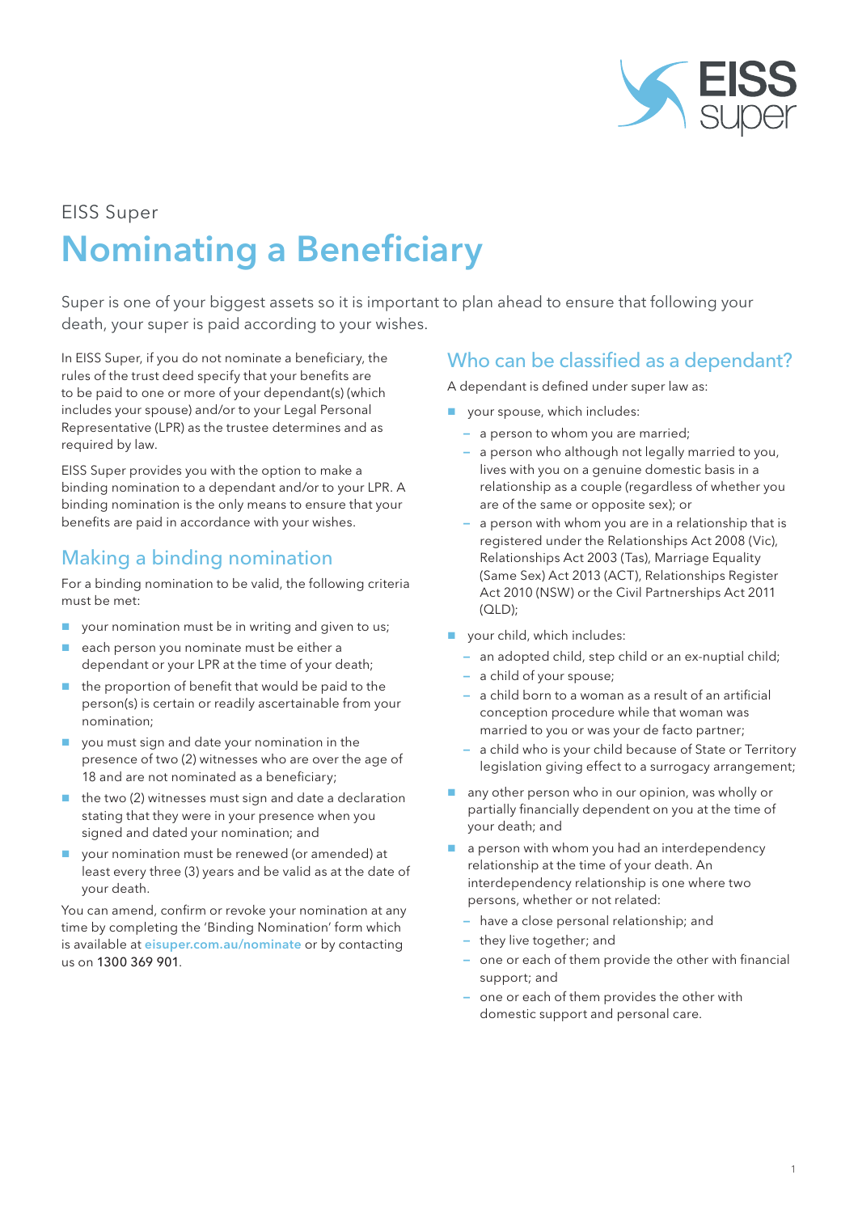EISS Super

# Nominating a Beneficiary

Super is one of your biggest assets so it is important to plan ahead to ensure that following your death, your super is paid according to your wishes.

In EISS Super, if you do not nominate a beneficiary, the rules of the trust deed specify that your benefits are to be paid to one or more of your dependant(s) (which includes your spouse) and/or to your Legal Personal Representative (LPR) as the trustee determines and as required by law.

EISS Super provides you with the option to make a binding nomination to a dependant and/or to your LPR. A binding nomination is the only means to ensure that your benefits are paid in accordance with your wishes.

## Making a binding nomination

For a binding nomination to be valid, the following criteria must be met:

- your nomination must be in writing and given to us;
- each person you nominate must be either a dependant or your LPR at the time of your death;
- the proportion of benefit that would be paid to the person(s) is certain or readily ascertainable from your nomination;
- you must sign and date your nomination in the presence of two (2) witnesses who are over the age of 18 and are not nominated as a beneficiary;
- the two (2) witnesses must sign and date a declaration stating that they were in your presence when you signed and dated your nomination; and
- your nomination must be renewed (or amended) at least every three (3) years and be valid as at the date of your death.

You can amend, confirm or revoke your nomination at any time by completing the 'Binding Nomination' form which is available at **eisuper.com.au/nominate** or by contacting us on 1300 369 901.

## Who can be classified as a dependant?

A dependant is defined under super law as:

- your spouse, which includes:
  - a person to whom you are married;
  - a person who although not legally married to you, lives with you on a genuine domestic basis in a relationship as a couple (regardless of whether you are of the same or opposite sex); or
  - a person with whom you are in a relationship that is registered under the Relationships Act 2008 (Vic), Relationships Act 2003 (Tas), Marriage Equality (Same Sex) Act 2013 (ACT), Relationships Register Act 2010 (NSW) or the Civil Partnerships Act 2011 (QLD);
- your child, which includes:
  - an adopted child, step child or an ex-nuptial child;
  - a child of your spouse;
  - a child born to a woman as a result of an artificial conception procedure while that woman was married to you or was your de facto partner;
  - a child who is your child because of State or Territory legislation giving effect to a surrogacy arrangement;
- any other person who in our opinion, was wholly or partially financially dependent on you at the time of your death; and
- a person with whom you had an interdependency relationship at the time of your death. An interdependency relationship is one where two persons, whether or not related:
  - have a close personal relationship; and
  - they live together; and
  - one or each of them provide the other with financial support; and
  - one or each of them provides the other with domestic support and personal care.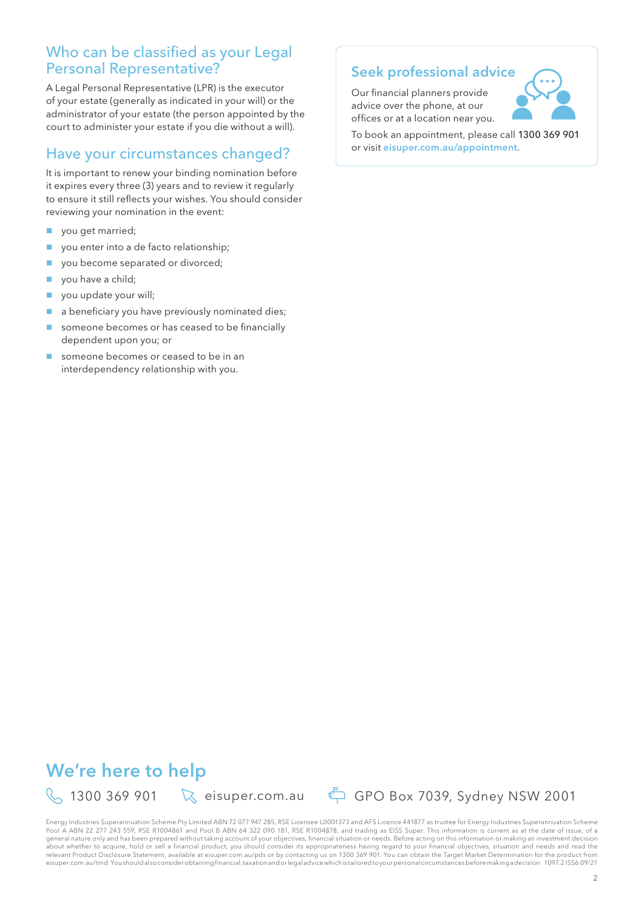## Who can be classified as your Legal Personal Representative?

A Legal Personal Representative (LPR) is the executor of your estate (generally as indicated in your will) or the administrator of your estate (the person appointed by the court to administer your estate if you die without a will).

## Have your circumstances changed?

It is important to renew your binding nomination before it expires every three (3) years and to review it regularly to ensure it still reflects your wishes. You should consider reviewing your nomination in the event:

- you get married;
- you enter into a de facto relationship;
- you become separated or divorced;
- you have a child;
- you update your will;
- a beneficiary you have previously nominated dies;
- someone becomes or has ceased to be financially dependent upon you; or
- someone becomes or ceased to be in an interdependency relationship with you.

## Seek professional advice

Our financial planners provide advice over the phone, at our offices or at a location near you.

To book an appointment, please call 1300 369 901 or visit eisuper.com.au/appointment.

## We're here to help

1300 369 901 | eisuper.com.au | GPO Box 7039, Sydney NSW 2001

Energy Industries Superannuation Scheme Pty Limited ABN 72 077 947 285, RSE Licensee L0001373 and AFS Licence 441877 as trustee for Energy Industries Superannuation Scheme Pool A ABN 22 277 243 559, RSE R1004861 and Pool B ABN 64 322 090 181, RSE R1004878, and trading as EISS Super. This information is current as at the date of issue, of a general nature only and has been prepared without taking account of your objectives, financial situation or needs. Before acting on this information or making an investment decision about whether to acquire, hold or sell a financial product, you should consider its appropriateness having regard to your financial objectives, situation and needs and read the relevant Product Disclosure Statement, available at eisuper.com.au/pds or by contacting us on 1300 369 901. You can obtain the Target Market Determination for the product from eisuper.com.au/tmd. You should also consider obtaining financial, taxation and or legal advice which is tailored to your personal circumstances before making a decision. 1097.2 ISS6 09/21